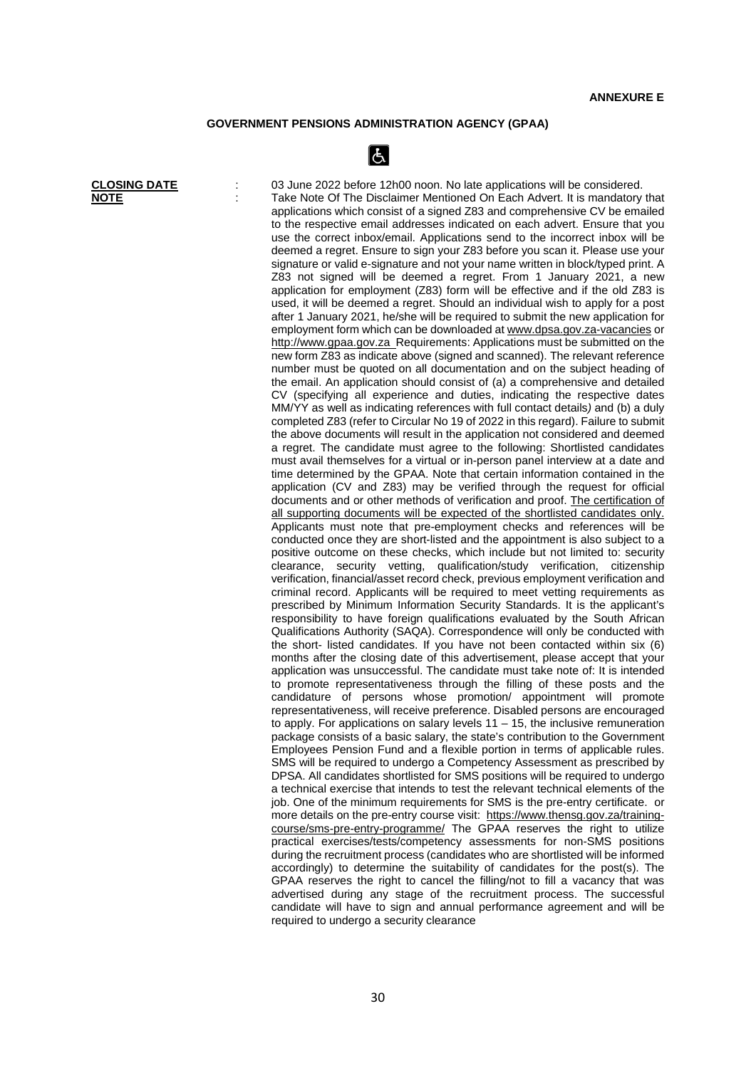**ANNEXURE E**

## GOVERNMENT PENSIONS ADMINISTRATION AGENCY (GPAA)

**CLOSING DATE** : 03 June 2022 before 12h00 noon. No late applications will be considered.

**NOTE** : Take Note Of The Disclaimer Mentioned On Each Advert. It is mandatory that applications which consist of a signed Z83 and comprehensive CV be emailed to the respective email addresses indicated on each advert. Ensure that you use the correct inbox/email. Applications send to the incorrect inbox will be deemed a regret. Ensure to sign your Z83 before you scan it. Please use your signature or valid e-signature and not your name written in block/typed print. A Z83 not signed will be deemed a regret. From 1 January 2021, a new application for employment (Z83) form will be effective and if the old Z83 is used, it will be deemed a regret. Should an individual wish to apply for a post after 1 January 2021, he/she will be required to submit the new application for employment form which can be downloaded at www.dpsa.gov.za-vacancies or http://www.gpaa.gov.za Requirements: Applications must be submitted on the new form Z83 as indicate above (signed and scanned). The relevant reference number must be quoted on all documentation and on the subject heading of the email. An application should consist of (a) a comprehensive and detailed CV (specifying all experience and duties, indicating the respective dates MM/YY as well as indicating references with full contact details) and (b) a duly completed Z83 (refer to Circular No 19 of 2022 in this regard). Failure to submit the above documents will result in the application not considered and deemed a regret. The candidate must agree to the following: Shortlisted candidates must avail themselves for a virtual or in-person panel interview at a date and time determined by the GPAA. Note that certain information contained in the application (CV and Z83) may be verified through the request for official documents and or other methods of verification and proof. The certification of all supporting documents will be expected of the shortlisted candidates only. Applicants must note that pre-employment checks and references will be conducted once they are short-listed and the appointment is also subject to a positive outcome on these checks, which include but not limited to: security clearance, security vetting, qualification/study verification, citizenship verification, financial/asset record check, previous employment verification and criminal record. Applicants will be required to meet vetting requirements as prescribed by Minimum Information Security Standards. It is the applicant's responsibility to have foreign qualifications evaluated by the South African Qualifications Authority (SAQA). Correspondence will only be conducted with the short- listed candidates. If you have not been contacted within six (6) months after the closing date of this advertisement, please accept that your application was unsuccessful. The candidate must take note of: It is intended to promote representativeness through the filling of these posts and the candidature of persons whose promotion/ appointment will promote representativeness, will receive preference. Disabled persons are encouraged to apply. For applications on salary levels 11 – 15, the inclusive remuneration package consists of a basic salary, the state's contribution to the Government Employees Pension Fund and a flexible portion in terms of applicable rules. SMS will be required to undergo a Competency Assessment as prescribed by DPSA. All candidates shortlisted for SMS positions will be required to undergo a technical exercise that intends to test the relevant technical elements of the job. One of the minimum requirements for SMS is the pre-entry certificate. or more details on the pre-entry course visit: https://www.thensg.gov.za/training-course/sms-pre-entry-programme/ The GPAA reserves the right to utilize practical exercises/tests/competency assessments for non-SMS positions during the recruitment process (candidates who are shortlisted will be informed accordingly) to determine the suitability of candidates for the post(s). The GPAA reserves the right to cancel the filling/not to fill a vacancy that was advertised during any stage of the recruitment process. The successful candidate will have to sign and annual performance agreement and will be required to undergo a security clearance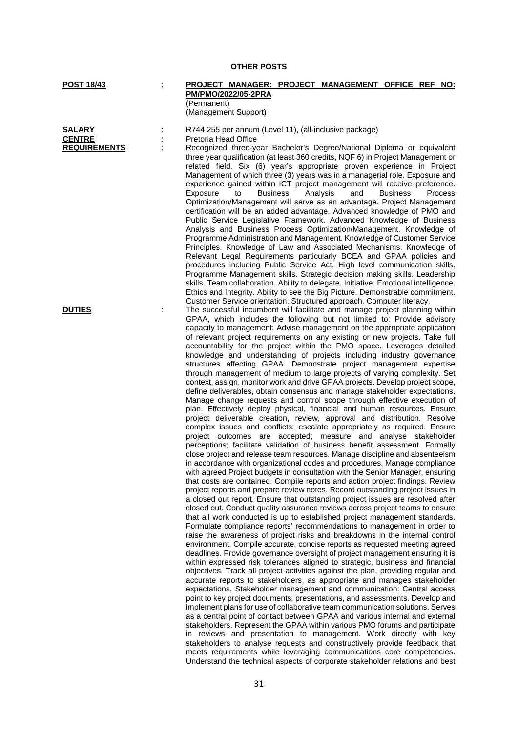**OTHER POSTS**

**POST 18/43** : **PROJECT MANAGER: PROJECT MANAGEMENT OFFICE REF NO: PM/PMO/2022/05-2PRA**
(Permanent)
(Management Support)

**SALARY** : R744 255 per annum (Level 11), (all-inclusive package)

**CENTRE** : Pretoria Head Office

**REQUIREMENTS** : Recognized three-year Bachelor's Degree/National Diploma or equivalent three year qualification (at least 360 credits, NQF 6) in Project Management or related field. Six (6) year's appropriate proven experience in Project Management of which three (3) years was in a managerial role. Exposure and experience gained within ICT project management will receive preference. Exposure to Business Analysis and Business Process Optimization/Management will serve as an advantage. Project Management certification will be an added advantage. Advanced knowledge of PMO and Public Service Legislative Framework. Advanced Knowledge of Business Analysis and Business Process Optimization/Management. Knowledge of Programme Administration and Management. Knowledge of Customer Service Principles. Knowledge of Law and Associated Mechanisms. Knowledge of Relevant Legal Requirements particularly BCEA and GPAA policies and procedures including Public Service Act. High level communication skills. Programme Management skills. Strategic decision making skills. Leadership skills. Team collaboration. Ability to delegate. Initiative. Emotional intelligence. Ethics and Integrity. Ability to see the Big Picture. Demonstrable commitment. Customer Service orientation. Structured approach. Computer literacy.

**DUTIES** : The successful incumbent will facilitate and manage project planning within GPAA, which includes the following but not limited to: Provide advisory capacity to management: Advise management on the appropriate application of relevant project requirements on any existing or new projects. Take full accountability for the project within the PMO space. Leverages detailed knowledge and understanding of projects including industry governance structures affecting GPAA. Demonstrate project management expertise through management of medium to large projects of varying complexity. Set context, assign, monitor work and drive GPAA projects. Develop project scope, define deliverables, obtain consensus and manage stakeholder expectations. Manage change requests and control scope through effective execution of plan. Effectively deploy physical, financial and human resources. Ensure project deliverable creation, review, approval and distribution. Resolve complex issues and conflicts; escalate appropriately as required. Ensure project outcomes are accepted; measure and analyse stakeholder perceptions; facilitate validation of business benefit assessment. Formally close project and release team resources. Manage discipline and absenteeism in accordance with organizational codes and procedures. Manage compliance with agreed Project budgets in consultation with the Senior Manager, ensuring that costs are contained. Compile reports and action project findings: Review project reports and prepare review notes. Record outstanding project issues in a closed out report. Ensure that outstanding project issues are resolved after closed out. Conduct quality assurance reviews across project teams to ensure that all work conducted is up to established project management standards. Formulate compliance reports' recommendations to management in order to raise the awareness of project risks and breakdowns in the internal control environment. Compile accurate, concise reports as requested meeting agreed deadlines. Provide governance oversight of project management ensuring it is within expressed risk tolerances aligned to strategic, business and financial objectives. Track all project activities against the plan, providing regular and accurate reports to stakeholders, as appropriate and manages stakeholder expectations. Stakeholder management and communication: Central access point to key project documents, presentations, and assessments. Develop and implement plans for use of collaborative team communication solutions. Serves as a central point of contact between GPAA and various internal and external stakeholders. Represent the GPAA within various PMO forums and participate in reviews and presentation to management. Work directly with key stakeholders to analyse requests and constructively provide feedback that meets requirements while leveraging communications core competencies. Understand the technical aspects of corporate stakeholder relations and best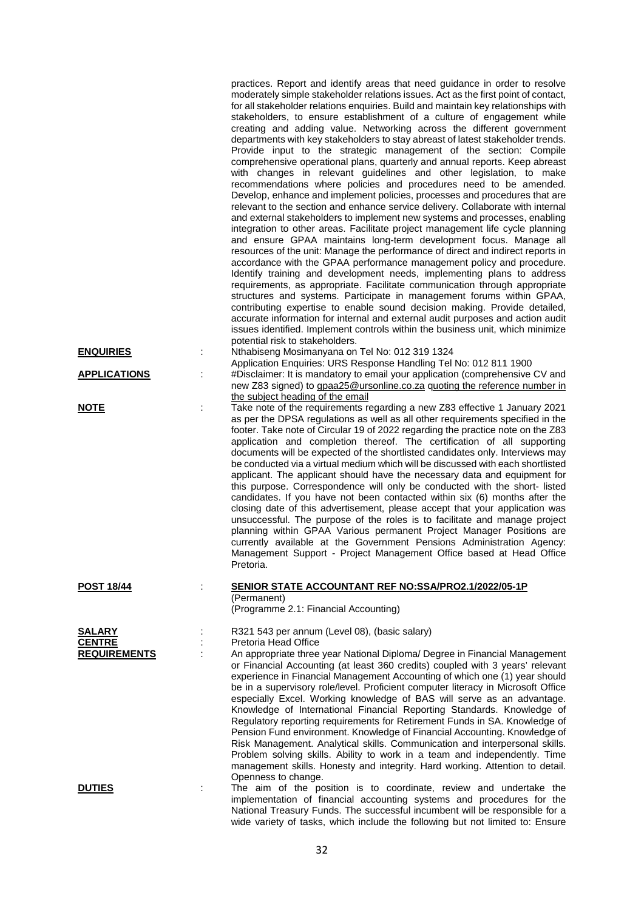practices. Report and identify areas that need guidance in order to resolve moderately simple stakeholder relations issues. Act as the first point of contact, for all stakeholder relations enquiries. Build and maintain key relationships with stakeholders, to ensure establishment of a culture of engagement while creating and adding value. Networking across the different government departments with key stakeholders to stay abreast of latest stakeholder trends. Provide input to the strategic management of the section: Compile comprehensive operational plans, quarterly and annual reports. Keep abreast with changes in relevant guidelines and other legislation, to make recommendations where policies and procedures need to be amended. Develop, enhance and implement policies, processes and procedures that are relevant to the section and enhance service delivery. Collaborate with internal and external stakeholders to implement new systems and processes, enabling integration to other areas. Facilitate project management life cycle planning and ensure GPAA maintains long-term development focus. Manage all resources of the unit: Manage the performance of direct and indirect reports in accordance with the GPAA performance management policy and procedure. Identify training and development needs, implementing plans to address requirements, as appropriate. Facilitate communication through appropriate structures and systems. Participate in management forums within GPAA, contributing expertise to enable sound decision making. Provide detailed, accurate information for internal and external audit purposes and action audit issues identified. Implement controls within the business unit, which minimize potential risk to stakeholders.

**ENQUIRIES** : Nthabiseng Mosimanyana on Tel No: 012 319 1324
Application Enquiries: URS Response Handling Tel No: 012 811 1900

**APPLICATIONS** : #Disclaimer: It is mandatory to email your application (comprehensive CV and new Z83 signed) to gpaa25@ursonline.co.za quoting the reference number in the subject heading of the email

**NOTE** : Take note of the requirements regarding a new Z83 effective 1 January 2021 as per the DPSA regulations as well as all other requirements specified in the footer. Take note of Circular 19 of 2022 regarding the practice note on the Z83 application and completion thereof. The certification of all supporting documents will be expected of the shortlisted candidates only. Interviews may be conducted via a virtual medium which will be discussed with each shortlisted applicant. The applicant should have the necessary data and equipment for this purpose. Correspondence will only be conducted with the short- listed candidates. If you have not been contacted within six (6) months after the closing date of this advertisement, please accept that your application was unsuccessful. The purpose of the roles is to facilitate and manage project planning within GPAA Various permanent Project Manager Positions are currently available at the Government Pensions Administration Agency: Management Support - Project Management Office based at Head Office Pretoria.

**POST 18/44** : **SENIOR STATE ACCOUNTANT REF NO:SSA/PRO2.1/2022/05-1P**
(Permanent)
(Programme 2.1: Financial Accounting)

**SALARY** : R321 543 per annum (Level 08), (basic salary)

**CENTRE** : Pretoria Head Office

**REQUIREMENTS** : An appropriate three year National Diploma/ Degree in Financial Management or Financial Accounting (at least 360 credits) coupled with 3 years' relevant experience in Financial Management Accounting of which one (1) year should be in a supervisory role/level. Proficient computer literacy in Microsoft Office especially Excel. Working knowledge of BAS will serve as an advantage. Knowledge of International Financial Reporting Standards. Knowledge of Regulatory reporting requirements for Retirement Funds in SA. Knowledge of Pension Fund environment. Knowledge of Financial Accounting. Knowledge of Risk Management. Analytical skills. Communication and interpersonal skills. Problem solving skills. Ability to work in a team and independently. Time management skills. Honesty and integrity. Hard working. Attention to detail. Openness to change.

**DUTIES** : The aim of the position is to coordinate, review and undertake the implementation of financial accounting systems and procedures for the National Treasury Funds. The successful incumbent will be responsible for a wide variety of tasks, which include the following but not limited to: Ensure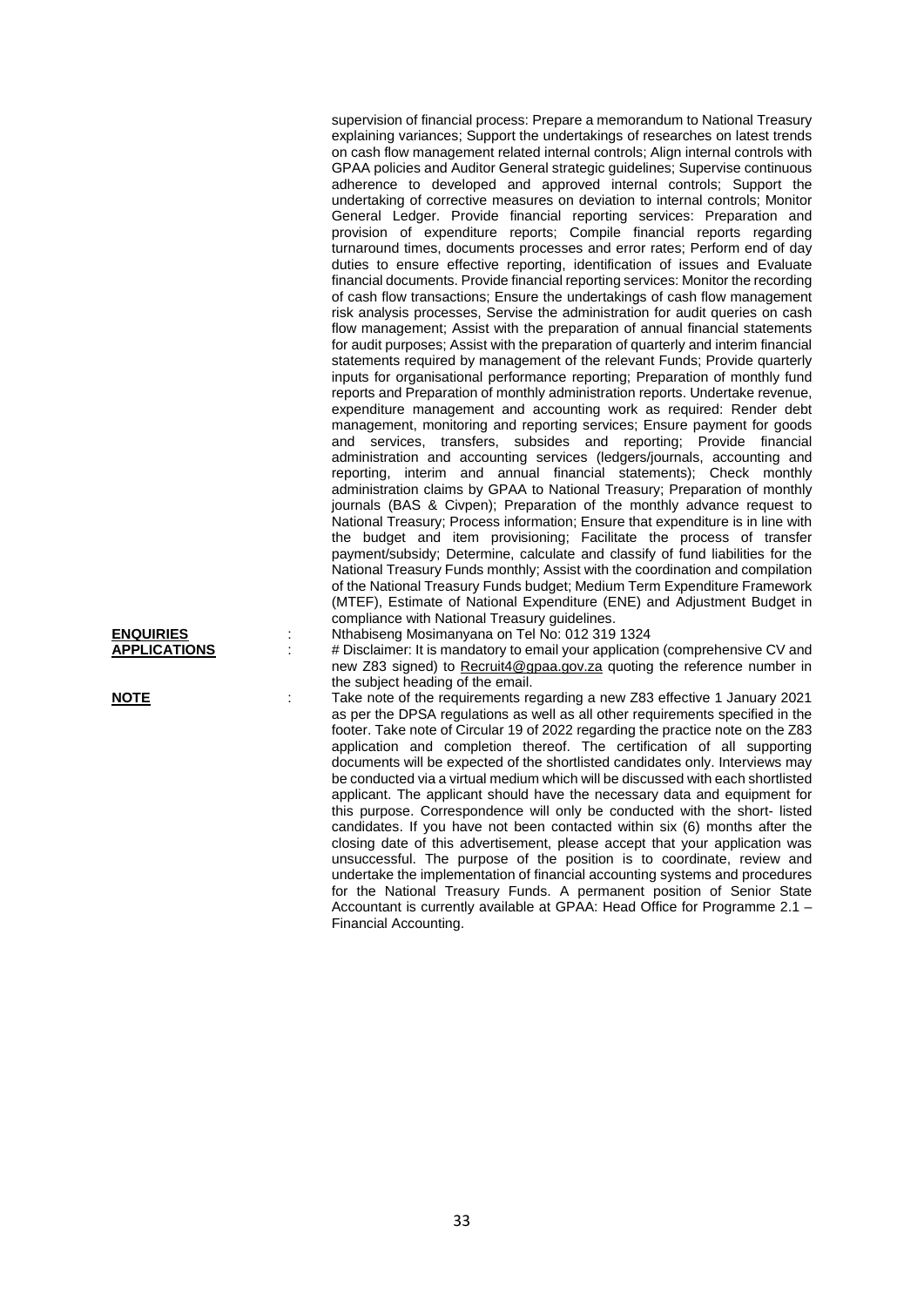supervision of financial process: Prepare a memorandum to National Treasury explaining variances; Support the undertakings of researches on latest trends on cash flow management related internal controls; Align internal controls with GPAA policies and Auditor General strategic guidelines; Supervise continuous adherence to developed and approved internal controls; Support the undertaking of corrective measures on deviation to internal controls; Monitor General Ledger. Provide financial reporting services: Preparation and provision of expenditure reports; Compile financial reports regarding turnaround times, documents processes and error rates; Perform end of day duties to ensure effective reporting, identification of issues and Evaluate financial documents. Provide financial reporting services: Monitor the recording of cash flow transactions; Ensure the undertakings of cash flow management risk analysis processes, Servise the administration for audit queries on cash flow management; Assist with the preparation of annual financial statements for audit purposes; Assist with the preparation of quarterly and interim financial statements required by management of the relevant Funds; Provide quarterly inputs for organisational performance reporting; Preparation of monthly fund reports and Preparation of monthly administration reports. Undertake revenue, expenditure management and accounting work as required: Render debt management, monitoring and reporting services; Ensure payment for goods and services, transfers, subsides and reporting; Provide financial administration and accounting services (ledgers/journals, accounting and reporting, interim and annual financial statements); Check monthly administration claims by GPAA to National Treasury; Preparation of monthly journals (BAS & Civpen); Preparation of the monthly advance request to National Treasury; Process information; Ensure that expenditure is in line with the budget and item provisioning; Facilitate the process of transfer payment/subsidy; Determine, calculate and classify of fund liabilities for the National Treasury Funds monthly; Assist with the coordination and compilation of the National Treasury Funds budget; Medium Term Expenditure Framework (MTEF), Estimate of National Expenditure (ENE) and Adjustment Budget in compliance with National Treasury guidelines.

**ENQUIRIES** : Nthabiseng Mosimanyana on Tel No: 012 319 1324

**APPLICATIONS** : # Disclaimer: It is mandatory to email your application (comprehensive CV and new Z83 signed) to Recruit4@gpaa.gov.za quoting the reference number in the subject heading of the email.

**NOTE** : Take note of the requirements regarding a new Z83 effective 1 January 2021 as per the DPSA regulations as well as all other requirements specified in the footer. Take note of Circular 19 of 2022 regarding the practice note on the Z83 application and completion thereof. The certification of all supporting documents will be expected of the shortlisted candidates only. Interviews may be conducted via a virtual medium which will be discussed with each shortlisted applicant. The applicant should have the necessary data and equipment for this purpose. Correspondence will only be conducted with the short- listed candidates. If you have not been contacted within six (6) months after the closing date of this advertisement, please accept that your application was unsuccessful. The purpose of the position is to coordinate, review and undertake the implementation of financial accounting systems and procedures for the National Treasury Funds. A permanent position of Senior State Accountant is currently available at GPAA: Head Office for Programme 2.1 – Financial Accounting.